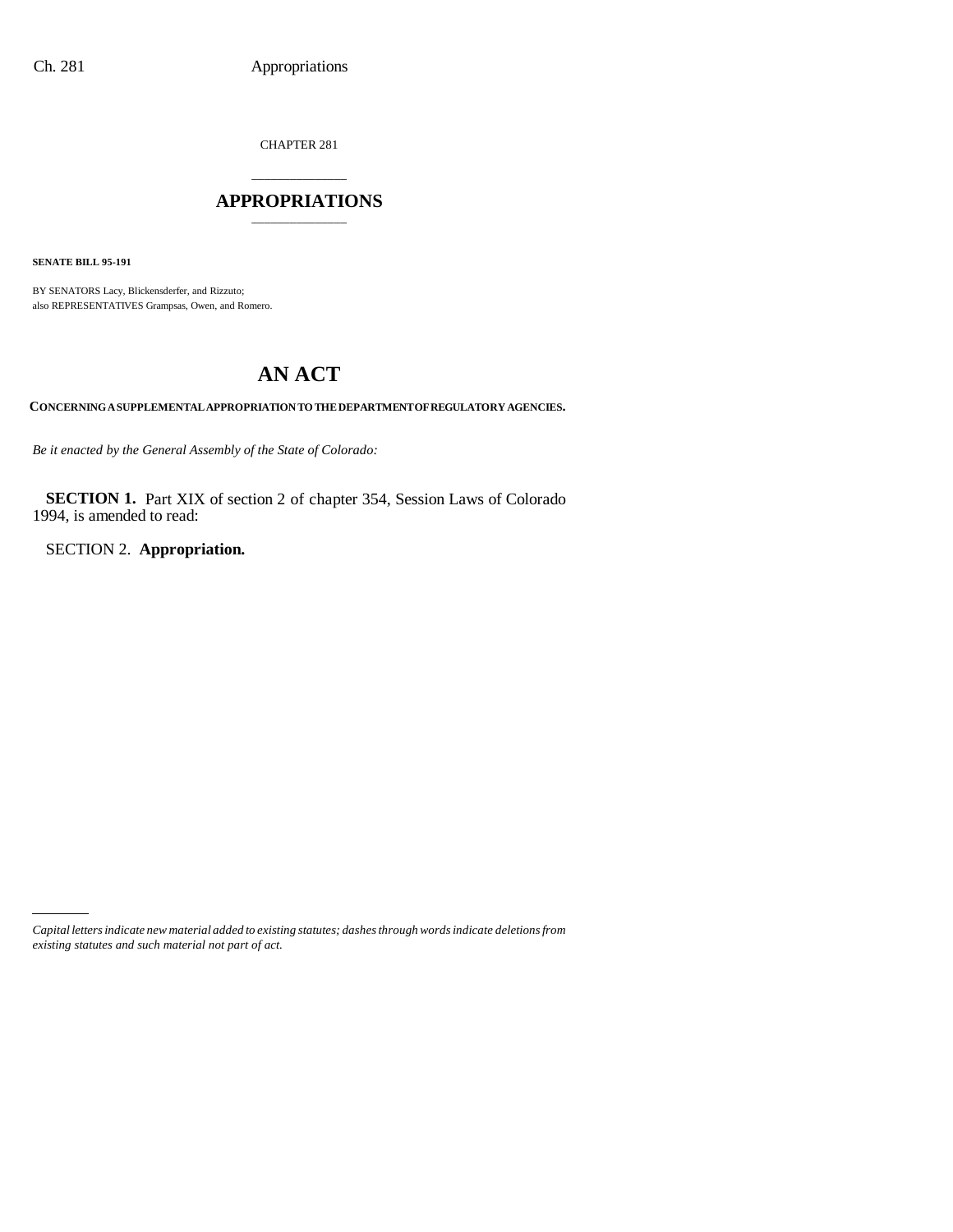CHAPTER 281

# APPROPRIATIONS

**SENATE BILL 95-191**

BY SENATORS Lacy, Blickensderfer, and Rizzuto;
also REPRESENTATIVES Grampsas, Owen, and Romero.

# AN ACT

**CONCERNING A SUPPLEMENTAL APPROPRIATION TO THE DEPARTMENT OF REGULATORY AGENCIES.**

*Be it enacted by the General Assembly of the State of Colorado:*

**SECTION 1.** Part XIX of section 2 of chapter 354, Session Laws of Colorado 1994, is amended to read:

SECTION 2. **Appropriation.**

*Capital letters indicate new material added to existing statutes; dashes through words indicate deletions from existing statutes and such material not part of act.*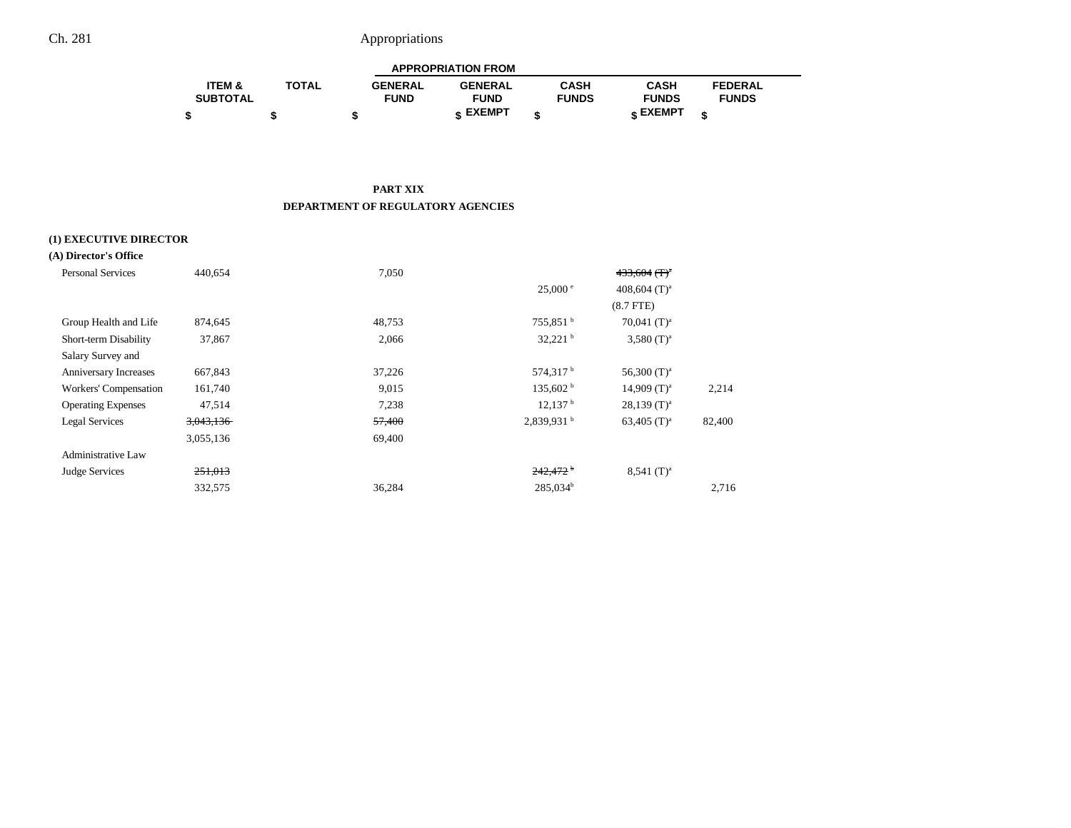## PART XIX

## DEPARTMENT OF REGULATORY AGENCIES

| | ITEM & SUBTOTAL | TOTAL | APPROPRIATION FROM | | | | |
|---|---|---|---|---|---|---|---|
| | | | GENERAL FUND | GENERAL FUND EXEMPT | CASH FUNDS | CASH FUNDS EXEMPT | FEDERAL FUNDS |
| | $ | $ | $ | $ | $ | $ | $ |
| **(1) EXECUTIVE DIRECTOR** | | | | | | | |
| **(A) Director's Office** | | | | | | | |
| Personal Services | 440,654 | | 7,050 | | | ~~433,604 (T)~~[a] | |
| | | | | | 25,000 [e] | 408,604 (T)[a] | |
| | | | | | | (8.7 FTE) | |
| Group Health and Life | 874,645 | | 48,753 | | 755,851 [b] | 70,041 (T)[a] | |
| Short-term Disability | 37,867 | | 2,066 | | 32,221 [b] | 3,580 (T)[a] | |
| Salary Survey and Anniversary Increases | 667,843 | | 37,226 | | 574,317 [b] | 56,300 (T)[a] | |
| Workers' Compensation | 161,740 | | 9,015 | | 135,602 [b] | 14,909 (T)[a] | 2,214 |
| Operating Expenses | 47,514 | | 7,238 | | 12,137 [b] | 28,139 (T)[a] | |
| Legal Services | ~~3,043,136~~ | | ~~57,400~~ | | 2,839,931 [b] | 63,405 (T)[a] | 82,400 |
| | 3,055,136 | | 69,400 | | | | |
| Administrative Law Judge Services | ~~251,013~~ | | | | ~~242,472~~ [b] | 8,541 (T)[a] | |
| | 332,575 | | 36,284 | | 285,034[b] | | 2,716 |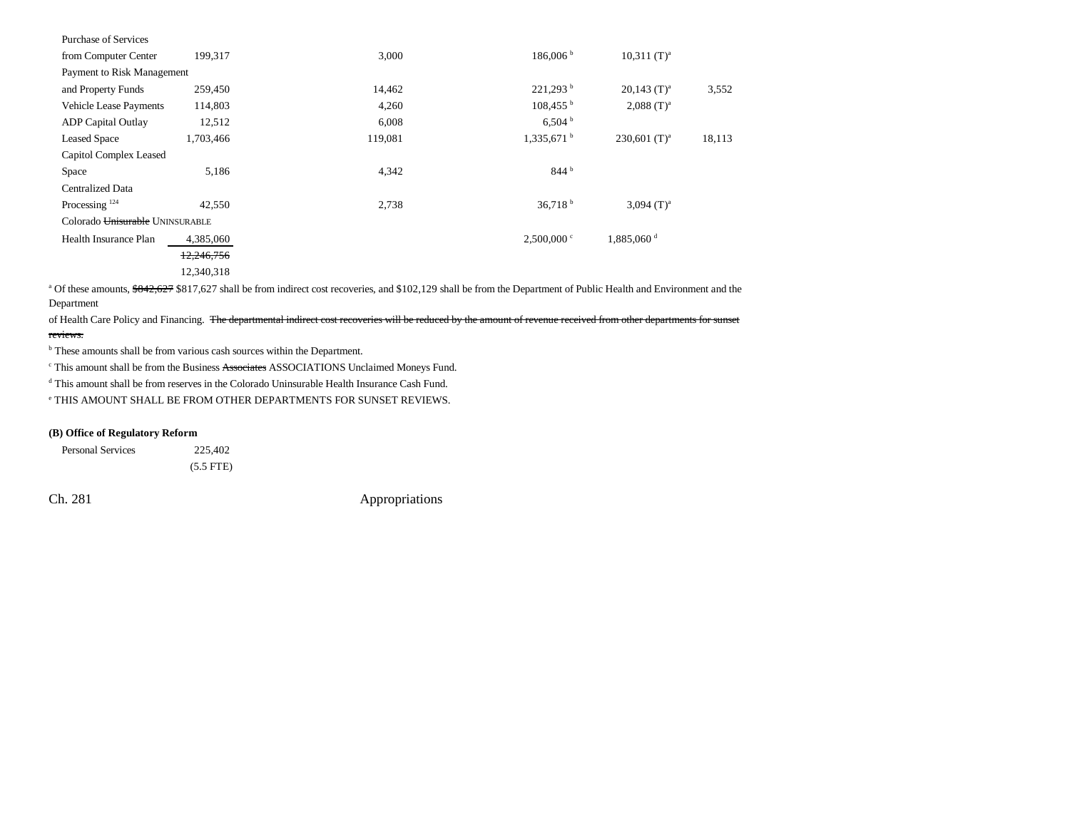| | | | | | |
|---|---|---|---|---|---|
| Purchase of Services from Computer Center | 199,317 | 3,000 | 186,006 [b] | 10,311 (T)[a] | |
| Payment to Risk Management and Property Funds | 259,450 | 14,462 | 221,293 [b] | 20,143 (T)[a] | 3,552 |
| Vehicle Lease Payments | 114,803 | 4,260 | 108,455 [b] | 2,088 (T)[a] | |
| ADP Capital Outlay | 12,512 | 6,008 | 6,504 [b] | | |
| Leased Space | 1,703,466 | 119,081 | 1,335,671 [b] | 230,601 (T)[a] | 18,113 |
| Capitol Complex Leased Space | 5,186 | 4,342 | 844 [b] | | |
| Centralized Data Processing [124] | 42,550 | 2,738 | 36,718 [b] | 3,094 (T)[a] | |
| Colorado ~~Unisurable~~ UNINSURABLE Health Insurance Plan | 4,385,060 | | 2,500,000 [c] | 1,885,060 [d] | |
| | ~~12,246,756~~ | | | | |
| | 12,340,318 | | | | |

[a] Of these amounts, ~~$842,627~~ $817,627 shall be from indirect cost recoveries, and $102,129 shall be from the Department of Public Health and Environment and the Department of Health Care Policy and Financing. ~~The departmental indirect cost recoveries will be reduced by the amount of revenue received from other departments for sunset reviews.~~

[b] These amounts shall be from various cash sources within the Department.

[c] This amount shall be from the Business ~~Associates~~ ASSOCIATIONS Unclaimed Moneys Fund.

[d] This amount shall be from reserves in the Colorado Uninsurable Health Insurance Cash Fund.

[e] THIS AMOUNT SHALL BE FROM OTHER DEPARTMENTS FOR SUNSET REVIEWS.

**(B) Office of Regulatory Reform**

| | |
|---|---|
| Personal Services | 225,402 |
| | (5.5 FTE) |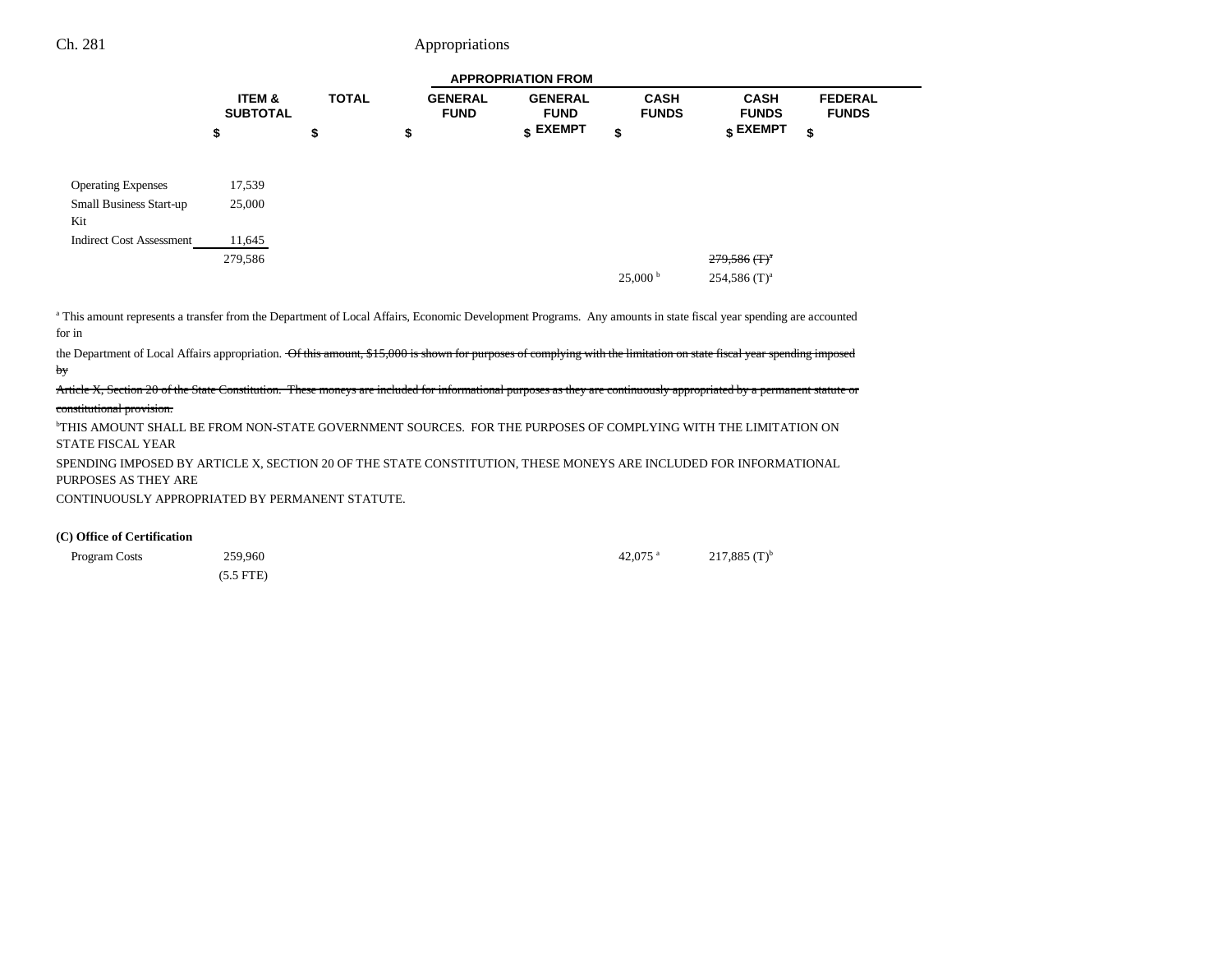| | ITEM & SUBTOTAL | TOTAL | GENERAL FUND | GENERAL FUND EXEMPT | CASH FUNDS | CASH FUNDS EXEMPT | FEDERAL FUNDS |
|---|---|---|---|---|---|---|---|
| | $ | $ | $ | $ | $ | $ | $ |
| Operating Expenses | 17,539 | | | | | | |
| Small Business Start-up Kit | 25,000 | | | | | | |
| Indirect Cost Assessment | 11,645 | | | | | | |
| | 279,586 | | | | | ~~279,586 (T)[a]~~ | |
| | | | | | 25,000[b] | 254,586 (T)[a] | |

[a] This amount represents a transfer from the Department of Local Affairs, Economic Development Programs. Any amounts in state fiscal year spending are accounted for in the Department of Local Affairs appropriation. ~~Of this amount, $15,000 is shown for purposes of complying with the limitation on state fiscal year spending imposed by Article X, Section 20 of the State Constitution. These moneys are included for informational purposes as they are continuously appropriated by a permanent statute or constitutional provision.~~

[b]THIS AMOUNT SHALL BE FROM NON-STATE GOVERNMENT SOURCES. FOR THE PURPOSES OF COMPLYING WITH THE LIMITATION ON STATE FISCAL YEAR SPENDING IMPOSED BY ARTICLE X, SECTION 20 OF THE STATE CONSTITUTION, THESE MONEYS ARE INCLUDED FOR INFORMATIONAL PURPOSES AS THEY ARE CONTINUOUSLY APPROPRIATED BY PERMANENT STATUTE.

**(C) Office of Certification**

| | ITEM & SUBTOTAL | TOTAL | GENERAL FUND | GENERAL FUND EXEMPT | CASH FUNDS | CASH FUNDS EXEMPT | FEDERAL FUNDS |
|---|---|---|---|---|---|---|---|
| Program Costs | 259,960 | | | | 42,075[a] | 217,885 (T)[b] | |
| | (5.5 FTE) | | | | | | |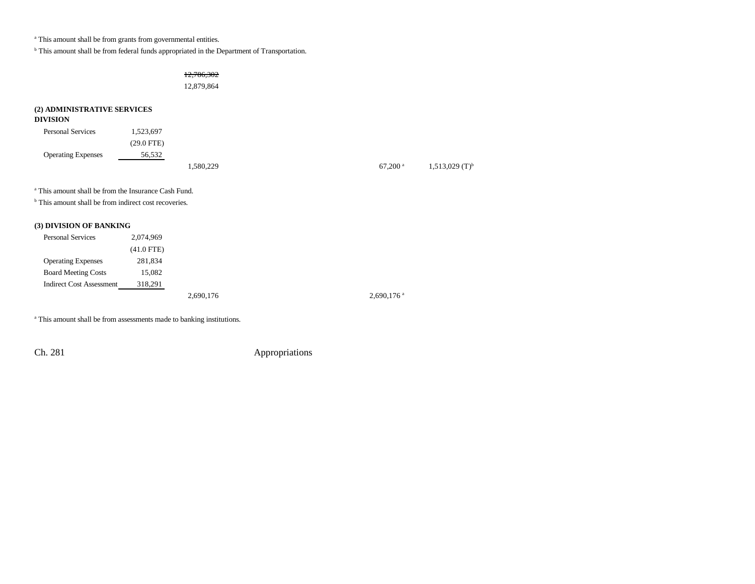[a] This amount shall be from grants from governmental entities.

[b] This amount shall be from federal funds appropriated in the Department of Transportation.

| | | | | |
|---|---|---|---|---|
| | | ~~12,786,302~~ | | |
| | | 12,879,864 | | |

**(2) ADMINISTRATIVE SERVICES DIVISION**

| | | | | |
|---|---|---|---|---|
| Personal Services | 1,523,697 | | | |
| | (29.0 FTE) | | | |
| Operating Expenses | 56,532 | | | |
| | | 1,580,229 | 67,200 [a] | 1,513,029 (T)[b] |

[a] This amount shall be from the Insurance Cash Fund.

[b] This amount shall be from indirect cost recoveries.

**(3) DIVISION OF BANKING**

| | | | |
|---|---|---|---|
| Personal Services | 2,074,969 | | |
| | (41.0 FTE) | | |
| Operating Expenses | 281,834 | | |
| Board Meeting Costs | 15,082 | | |
| Indirect Cost Assessment | 318,291 | | |
| | | 2,690,176 | 2,690,176 [a] |

[a] This amount shall be from assessments made to banking institutions.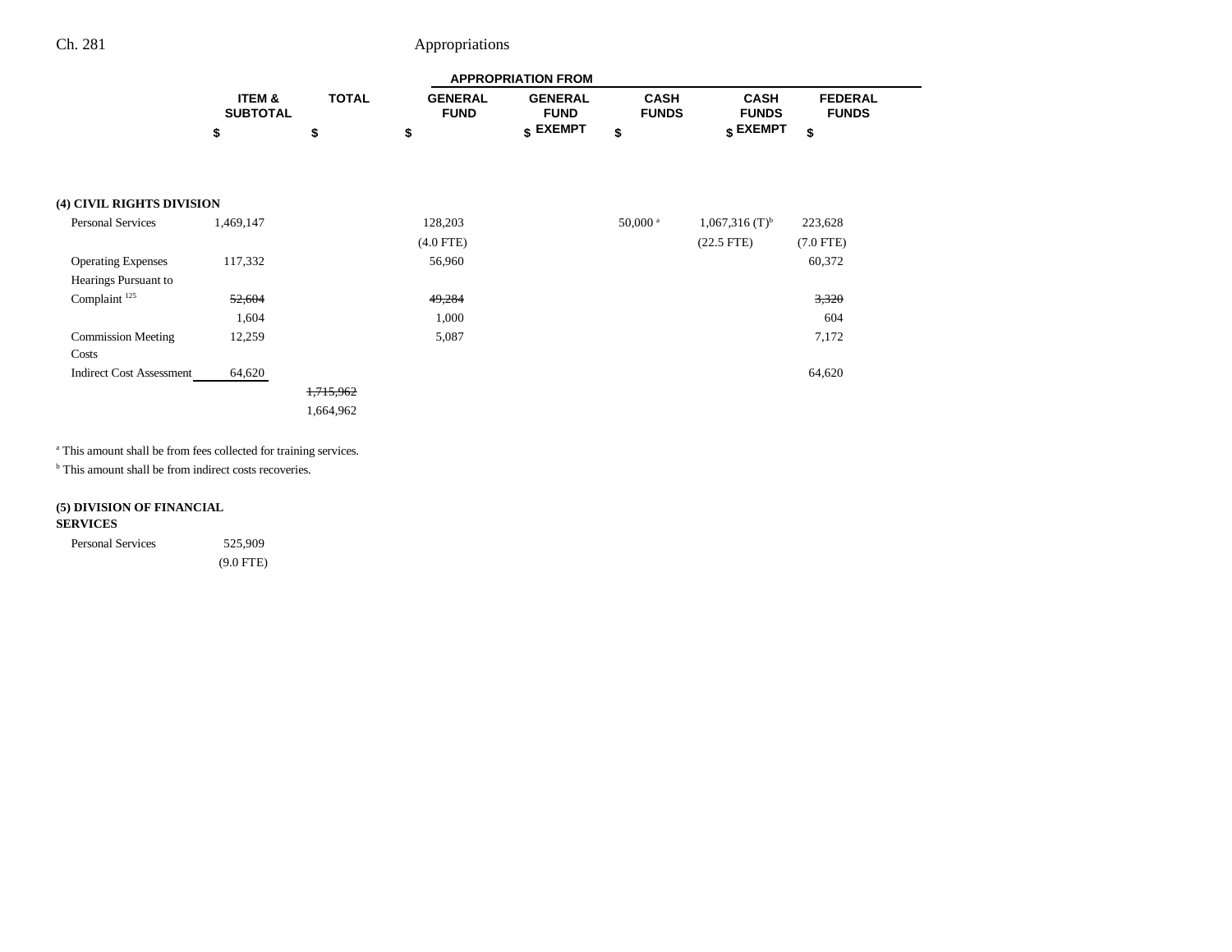| | ITEM & SUBTOTAL | TOTAL | APPROPRIATION FROM | | | | |
|---|---|---|---|---|---|---|---|
| | | | GENERAL FUND | GENERAL FUND EXEMPT | CASH FUNDS | CASH FUNDS EXEMPT | FEDERAL FUNDS |
| | $ | $ | $ | $ | $ | $ | $ |
| **(4) CIVIL RIGHTS DIVISION** | | | | | | | |
| Personal Services | 1,469,147 | | 128,203 | | 50,000 [a] | 1,067,316 (T)[b] | 223,628 |
| | | | (4.0 FTE) | | | (22.5 FTE) | (7.0 FTE) |
| Operating Expenses | 117,332 | | 56,960 | | | | 60,372 |
| Hearings Pursuant to Complaint [125] | ~~52,604~~ | | ~~49,284~~ | | | | ~~3,320~~ |
| | 1,604 | | 1,000 | | | | 604 |
| Commission Meeting Costs | 12,259 | | 5,087 | | | | 7,172 |
| Indirect Cost Assessment | 64,620 | | | | | | 64,620 |
| | | ~~1,715,962~~ | | | | | |
| | | 1,664,962 | | | | | |

[a] This amount shall be from fees collected for training services.

[b] This amount shall be from indirect costs recoveries.

| | ITEM & SUBTOTAL | TOTAL | GENERAL FUND | GENERAL FUND EXEMPT | CASH FUNDS | CASH FUNDS EXEMPT | FEDERAL FUNDS |
|---|---|---|---|---|---|---|---|
| **(5) DIVISION OF FINANCIAL SERVICES** | | | | | | | |
| Personal Services | 525,909 | | | | | | |
| | (9.0 FTE) | | | | | | |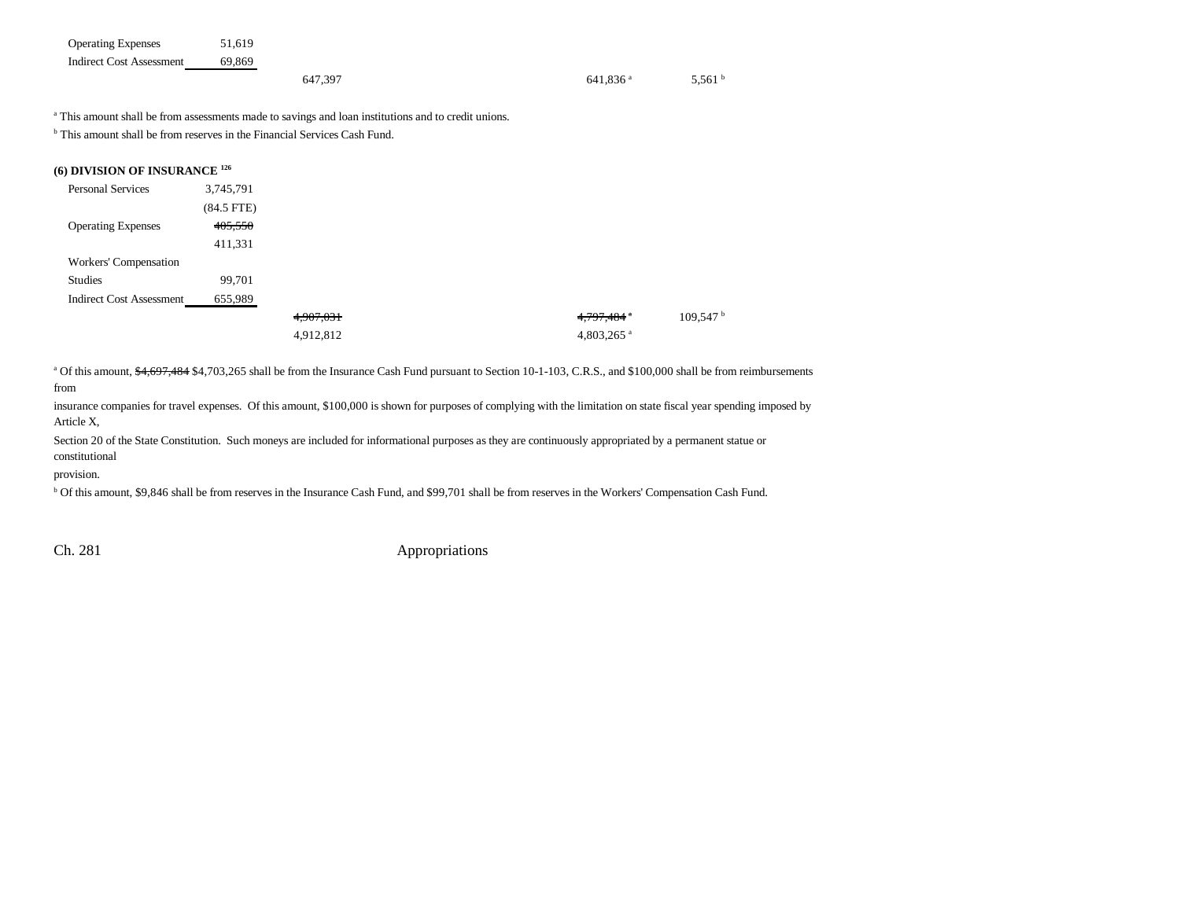| | | | | |
|---|---|---|---|---|
| Operating Expenses | 51,619 | | | |
| Indirect Cost Assessment | 69,869 | | | |
| | | 647,397 | 641,836[a] | 5,561[b] |

[a] This amount shall be from assessments made to savings and loan institutions and to credit unions.

[b] This amount shall be from reserves in the Financial Services Cash Fund.

**(6) DIVISION OF INSURANCE [126]**

| | | | | |
|---|---|---|---|---|
| Personal Services | 3,745,791 | | | |
| | (84.5 FTE) | | | |
| Operating Expenses | ~~405,550~~ | | | |
| | 411,331 | | | |
| Workers' Compensation Studies | 99,701 | | | |
| Indirect Cost Assessment | 655,989 | | | |
| | | ~~4,907,031~~ | ~~4,797,484~~[a] | 109,547[b] |
| | | 4,912,812 | 4,803,265[a] | |

[a] Of this amount, ~~$4,697,484~~ $4,703,265 shall be from the Insurance Cash Fund pursuant to Section 10-1-103, C.R.S., and $100,000 shall be from reimbursements from insurance companies for travel expenses. Of this amount, $100,000 is shown for purposes of complying with the limitation on state fiscal year spending imposed by Article X, Section 20 of the State Constitution. Such moneys are included for informational purposes as they are continuously appropriated by a permanent statue or constitutional provision.

[b] Of this amount, $9,846 shall be from reserves in the Insurance Cash Fund, and $99,701 shall be from reserves in the Workers' Compensation Cash Fund.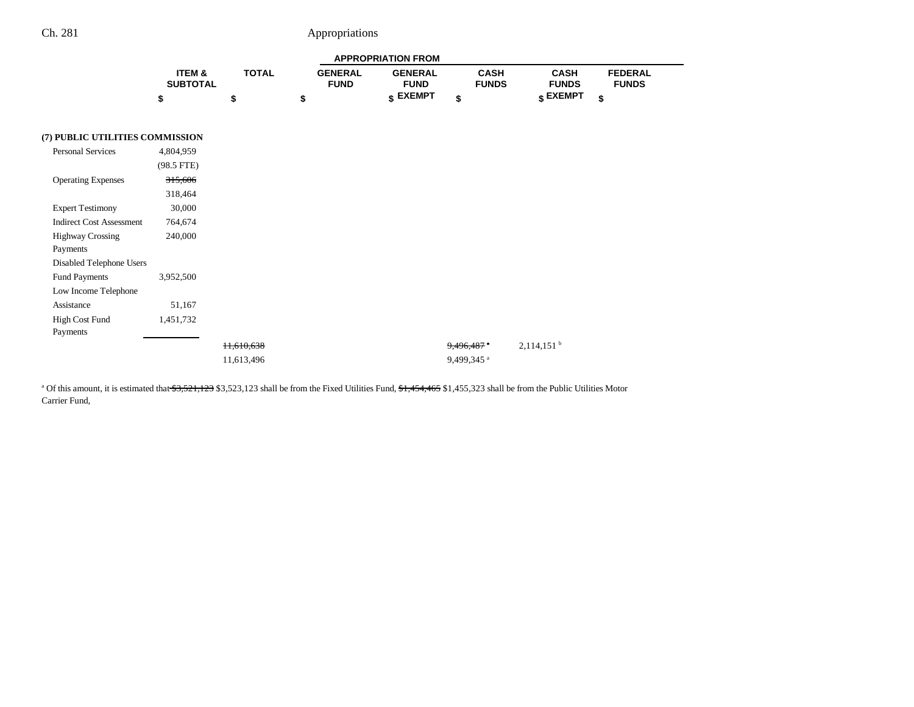| | ITEM & SUBTOTAL | TOTAL | APPROPRIATION FROM GENERAL FUND | GENERAL FUND EXEMPT | CASH FUNDS | CASH FUNDS EXEMPT | FEDERAL FUNDS |
|---|---|---|---|---|---|---|---|
| | $ | $ | $ | $ | $ | $ | $ |
| **(7) PUBLIC UTILITIES COMMISSION** | | | | | | | |
| Personal Services | 4,804,959 | | | | | | |
| | (98.5 FTE) | | | | | | |
| Operating Expenses | ~~315,606~~ | | | | | | |
| | 318,464 | | | | | | |
| Expert Testimony | 30,000 | | | | | | |
| Indirect Cost Assessment | 764,674 | | | | | | |
| Highway Crossing Payments | 240,000 | | | | | | |
| Disabled Telephone Users Fund Payments | 3,952,500 | | | | | | |
| Low Income Telephone Assistance | 51,167 | | | | | | |
| High Cost Fund Payments | 1,451,732 | | | | | | |
| | | ~~11,610,638~~ | | | ~~9,496,487~~[a] | 2,114,151[b] | |
| | | 11,613,496 | | | 9,499,345[a] | | |

[a] Of this amount, it is estimated that ~~$3,521,123~~ $3,523,123 shall be from the Fixed Utilities Fund, ~~$1,454,465~~ $1,455,323 shall be from the Public Utilities Motor Carrier Fund,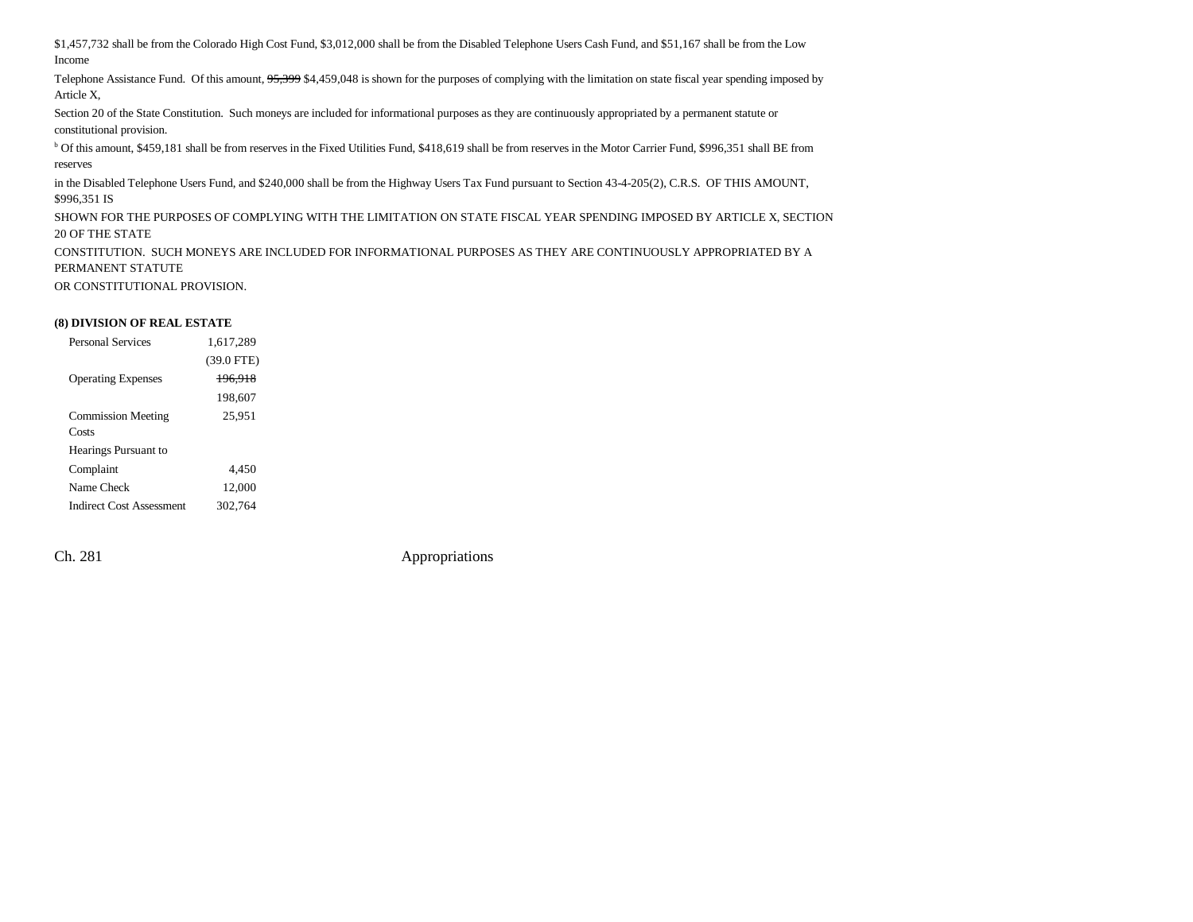$1,457,732 shall be from the Colorado High Cost Fund, $3,012,000 shall be from the Disabled Telephone Users Cash Fund, and $51,167 shall be from the Low Income Telephone Assistance Fund. Of this amount, ~~95,399~~ $4,459,048 is shown for the purposes of complying with the limitation on state fiscal year spending imposed by Article X, Section 20 of the State Constitution. Such moneys are included for informational purposes as they are continuously appropriated by a permanent statute or constitutional provision.

[b] Of this amount, $459,181 shall be from reserves in the Fixed Utilities Fund, $418,619 shall be from reserves in the Motor Carrier Fund, $996,351 shall BE from reserves in the Disabled Telephone Users Fund, and $240,000 shall be from the Highway Users Tax Fund pursuant to Section 43-4-205(2), C.R.S. OF THIS AMOUNT, $996,351 IS SHOWN FOR THE PURPOSES OF COMPLYING WITH THE LIMITATION ON STATE FISCAL YEAR SPENDING IMPOSED BY ARTICLE X, SECTION 20 OF THE STATE CONSTITUTION. SUCH MONEYS ARE INCLUDED FOR INFORMATIONAL PURPOSES AS THEY ARE CONTINUOUSLY APPROPRIATED BY A PERMANENT STATUTE OR CONSTITUTIONAL PROVISION.

**(8) DIVISION OF REAL ESTATE**

| | |
|---|---|
| Personal Services | 1,617,289 |
| | (39.0 FTE) |
| Operating Expenses | ~~196,918~~ |
| | 198,607 |
| Commission Meeting Costs | 25,951 |
| Hearings Pursuant to Complaint | 4,450 |
| Name Check | 12,000 |
| Indirect Cost Assessment | 302,764 |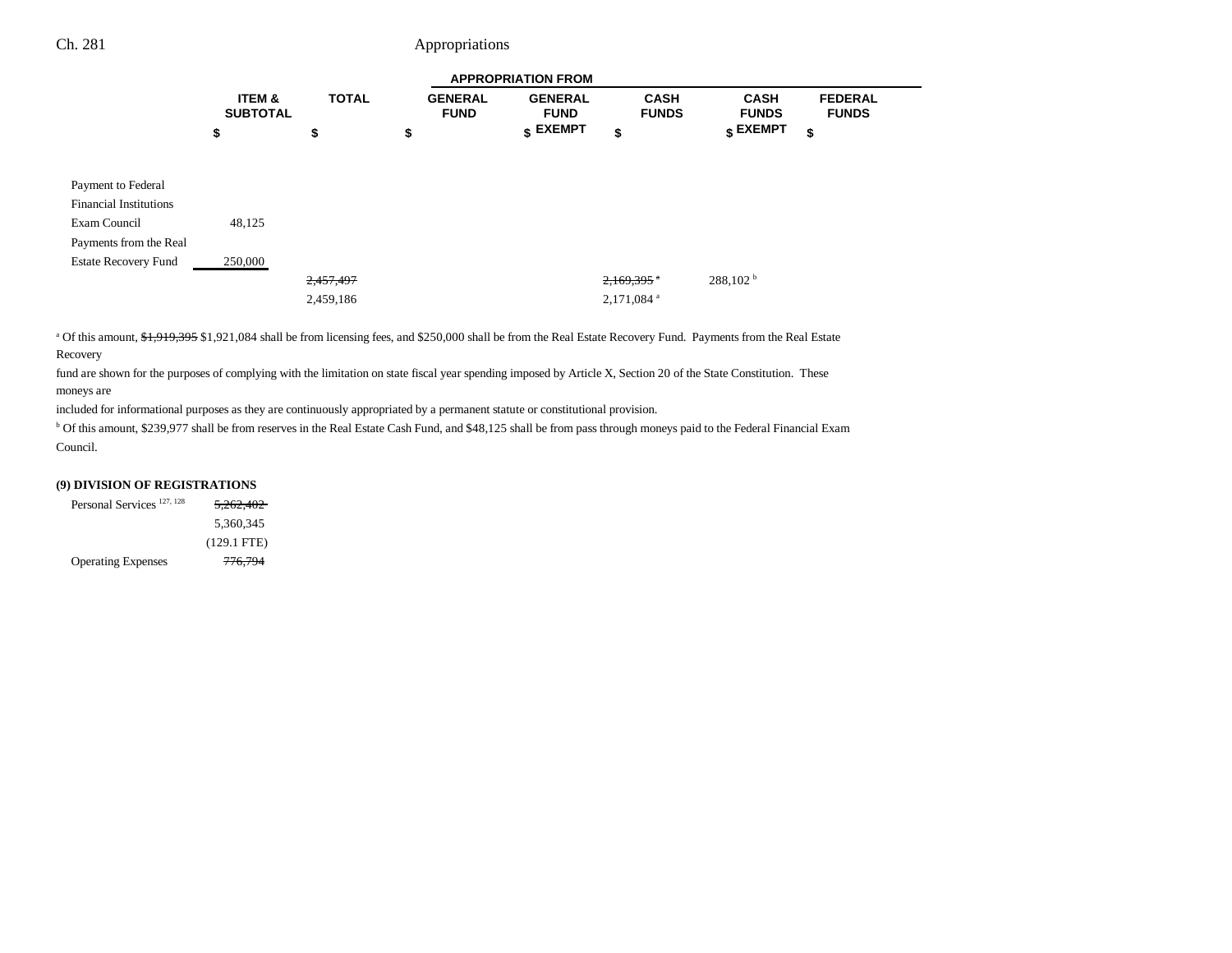| | ITEM & SUBTOTAL | TOTAL | GENERAL FUND | GENERAL FUND EXEMPT | CASH FUNDS | CASH FUNDS EXEMPT | FEDERAL FUNDS |
|---|---|---|---|---|---|---|---|
| | $ | $ | $ | $ | $ | $ | $ |
| | | | APPROPRIATION FROM | | | | |
| Payment to Federal Financial Institutions Exam Council | 48,125 | | | | | | |
| Payments from the Real Estate Recovery Fund | 250,000 | | | | | | |
| | | ~~2,457,497~~ | | | ~~2,169,395~~ [a] | 288,102 [b] | |
| | | 2,459,186 | | | 2,171,084 [a] | | |

[a] Of this amount, ~~$1,919,395~~ $1,921,084 shall be from licensing fees, and $250,000 shall be from the Real Estate Recovery Fund. Payments from the Real Estate Recovery fund are shown for the purposes of complying with the limitation on state fiscal year spending imposed by Article X, Section 20 of the State Constitution. These moneys are included for informational purposes as they are continuously appropriated by a permanent statute or constitutional provision.

[b] Of this amount, $239,977 shall be from reserves in the Real Estate Cash Fund, and $48,125 shall be from pass through moneys paid to the Federal Financial Exam Council.

**(9) DIVISION OF REGISTRATIONS**

| | ITEM & SUBTOTAL |
|---|---|
| Personal Services [127, 128] | ~~5,262,402~~ |
| | 5,360,345 |
| | (129.1 FTE) |
| Operating Expenses | ~~776,794~~ |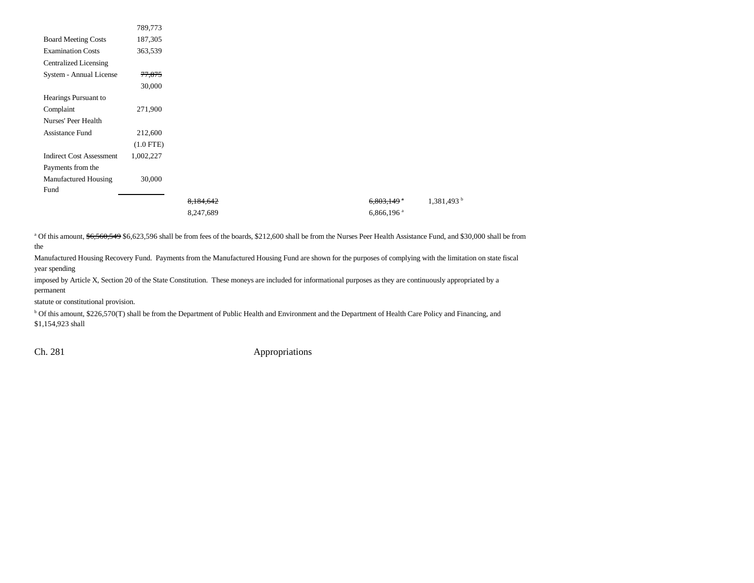| | | | | | | |
|---|---|---|---|---|---|---|
| | 789,773 | | | | | |
| Board Meeting Costs | 187,305 | | | | | |
| Examination Costs | 363,539 | | | | | |
| Centralized Licensing System - Annual License | ~~77,875~~ 30,000 | | | | | |
| Hearings Pursuant to Complaint | 271,900 | | | | | |
| Nurses' Peer Health Assistance Fund | 212,600 (1.0 FTE) | | | | | |
| Indirect Cost Assessment | 1,002,227 | | | | | |
| Payments from the Manufactured Housing Fund | 30,000 | | | | | |
| | | ~~8,184,642~~ 8,247,689 | | ~~6,803,149~~ [a] 6,866,196 [a] | 1,381,493 [b] | |

[a] Of this amount, ~~$6,560,549~~ $6,623,596 shall be from fees of the boards, $212,600 shall be from the Nurses Peer Health Assistance Fund, and $30,000 shall be from the Manufactured Housing Recovery Fund. Payments from the Manufactured Housing Fund are shown for the purposes of complying with the limitation on state fiscal year spending imposed by Article X, Section 20 of the State Constitution. These moneys are included for informational purposes as they are continuously appropriated by a permanent statute or constitutional provision.

[b] Of this amount, $226,570(T) shall be from the Department of Public Health and Environment and the Department of Health Care Policy and Financing, and $1,154,923 shall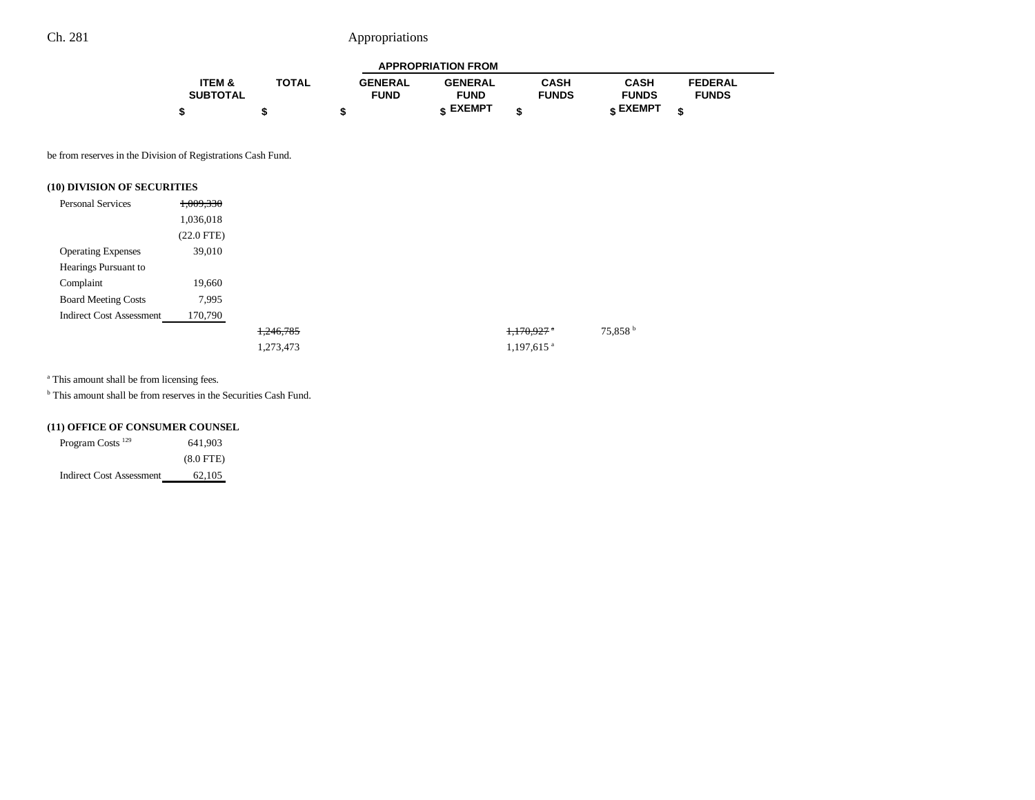| | ITEM & SUBTOTAL | TOTAL | GENERAL FUND | GENERAL FUND EXEMPT | CASH FUNDS | CASH FUNDS EXEMPT | FEDERAL FUNDS |
|---|---|---|---|---|---|---|---|
| | $ | $ | $ | $ | $ | $ | $ |

be from reserves in the Division of Registrations Cash Fund.

**(10) DIVISION OF SECURITIES**

| | ITEM & SUBTOTAL | TOTAL | GENERAL FUND | GENERAL FUND EXEMPT | CASH FUNDS | CASH FUNDS EXEMPT | FEDERAL FUNDS |
|---|---|---|---|---|---|---|---|
| Personal Services | ~~1,009,330~~ 1,036,018 (22.0 FTE) | | | | | | |
| Operating Expenses | 39,010 | | | | | | |
| Hearings Pursuant to Complaint | 19,660 | | | | | | |
| Board Meeting Costs | 7,995 | | | | | | |
| Indirect Cost Assessment | 170,790 | | | | | | |
| | | ~~1,246,785~~ 1,273,473 | | | ~~1,170,927[a]~~ 1,197,615[a] | 75,858[b] | |

[a] This amount shall be from licensing fees.

[b] This amount shall be from reserves in the Securities Cash Fund.

**(11) OFFICE OF CONSUMER COUNSEL**

| | ITEM & SUBTOTAL | TOTAL | GENERAL FUND | GENERAL FUND EXEMPT | CASH FUNDS | CASH FUNDS EXEMPT | FEDERAL FUNDS |
|---|---|---|---|---|---|---|---|
| Program Costs[129] | 641,903 (8.0 FTE) | | | | | | |
| Indirect Cost Assessment | 62,105 | | | | | | |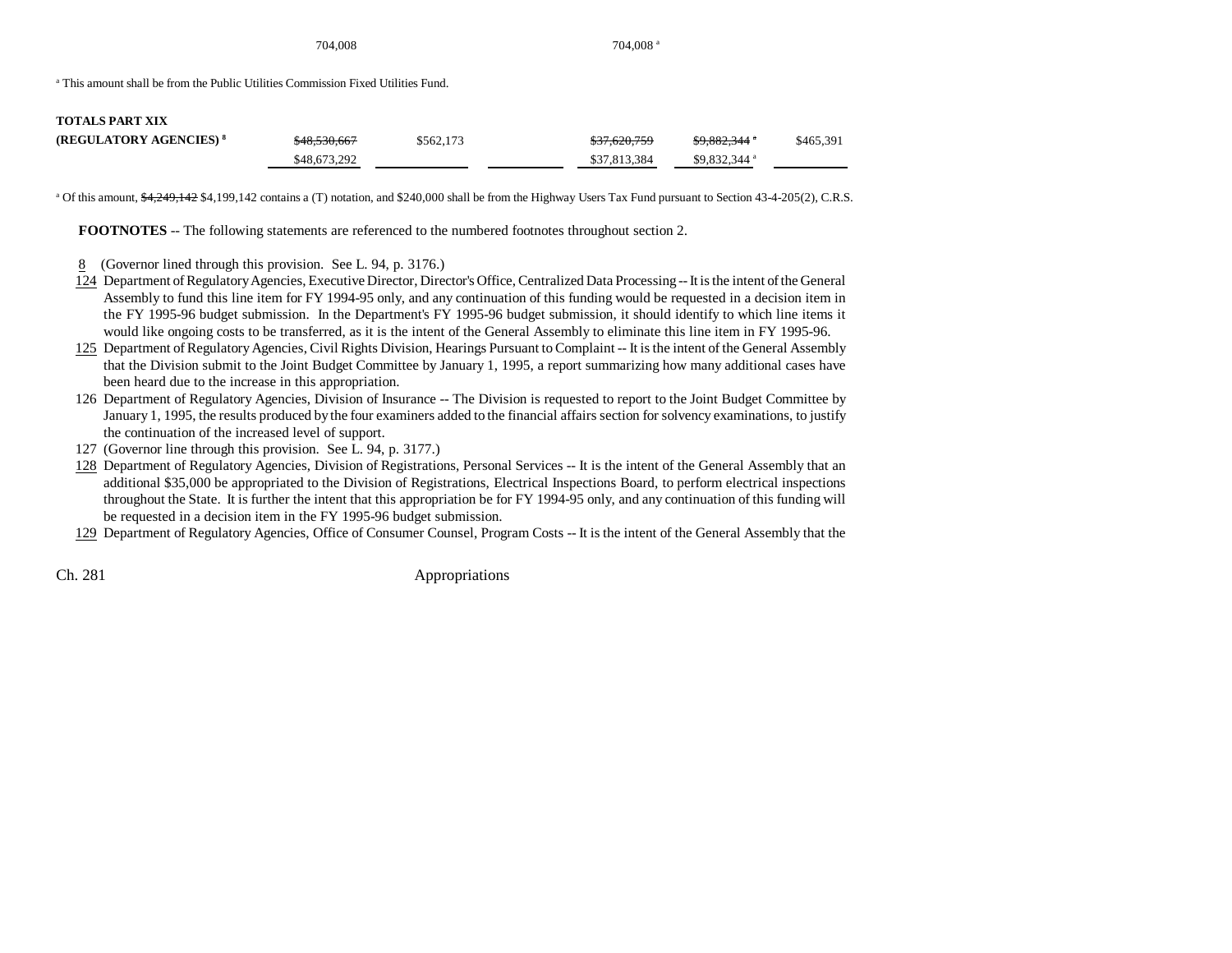| | | | | | | |
|---|---|---|---|---|---|---|
| | 704,008 | | | 704,008 [a] | | |

[a] This amount shall be from the Public Utilities Commission Fixed Utilities Fund.

| | | | | | | |
|---|---|---|---|---|---|---|
| **TOTALS PART XIX** | | | | | | |
| **(REGULATORY AGENCIES)** [8] | ~~$48,530,667~~ $48,673,292 | $562,173 | | ~~$37,620,759~~ $37,813,384 | ~~$9,882,344~~ [a] $9,832,344 [a] | $465,391 |

[a] Of this amount, ~~$4,249,142~~ $4,199,142 contains a (T) notation, and $240,000 shall be from the Highway Users Tax Fund pursuant to Section 43-4-205(2), C.R.S.

**FOOTNOTES** -- The following statements are referenced to the numbered footnotes throughout section 2.

8 (Governor lined through this provision. See L. 94, p. 3176.)

124 Department of Regulatory Agencies, Executive Director, Director's Office, Centralized Data Processing -- It is the intent of the General Assembly to fund this line item for FY 1994-95 only, and any continuation of this funding would be requested in a decision item in the FY 1995-96 budget submission. In the Department's FY 1995-96 budget submission, it should identify to which line items it would like ongoing costs to be transferred, as it is the intent of the General Assembly to eliminate this line item in FY 1995-96.

125 Department of Regulatory Agencies, Civil Rights Division, Hearings Pursuant to Complaint -- It is the intent of the General Assembly that the Division submit to the Joint Budget Committee by January 1, 1995, a report summarizing how many additional cases have been heard due to the increase in this appropriation.

126 Department of Regulatory Agencies, Division of Insurance -- The Division is requested to report to the Joint Budget Committee by January 1, 1995, the results produced by the four examiners added to the financial affairs section for solvency examinations, to justify the continuation of the increased level of support.

127 (Governor line through this provision. See L. 94, p. 3177.)

128 Department of Regulatory Agencies, Division of Registrations, Personal Services -- It is the intent of the General Assembly that an additional $35,000 be appropriated to the Division of Registrations, Electrical Inspections Board, to perform electrical inspections throughout the State. It is further the intent that this appropriation be for FY 1994-95 only, and any continuation of this funding will be requested in a decision item in the FY 1995-96 budget submission.

129 Department of Regulatory Agencies, Office of Consumer Counsel, Program Costs -- It is the intent of the General Assembly that the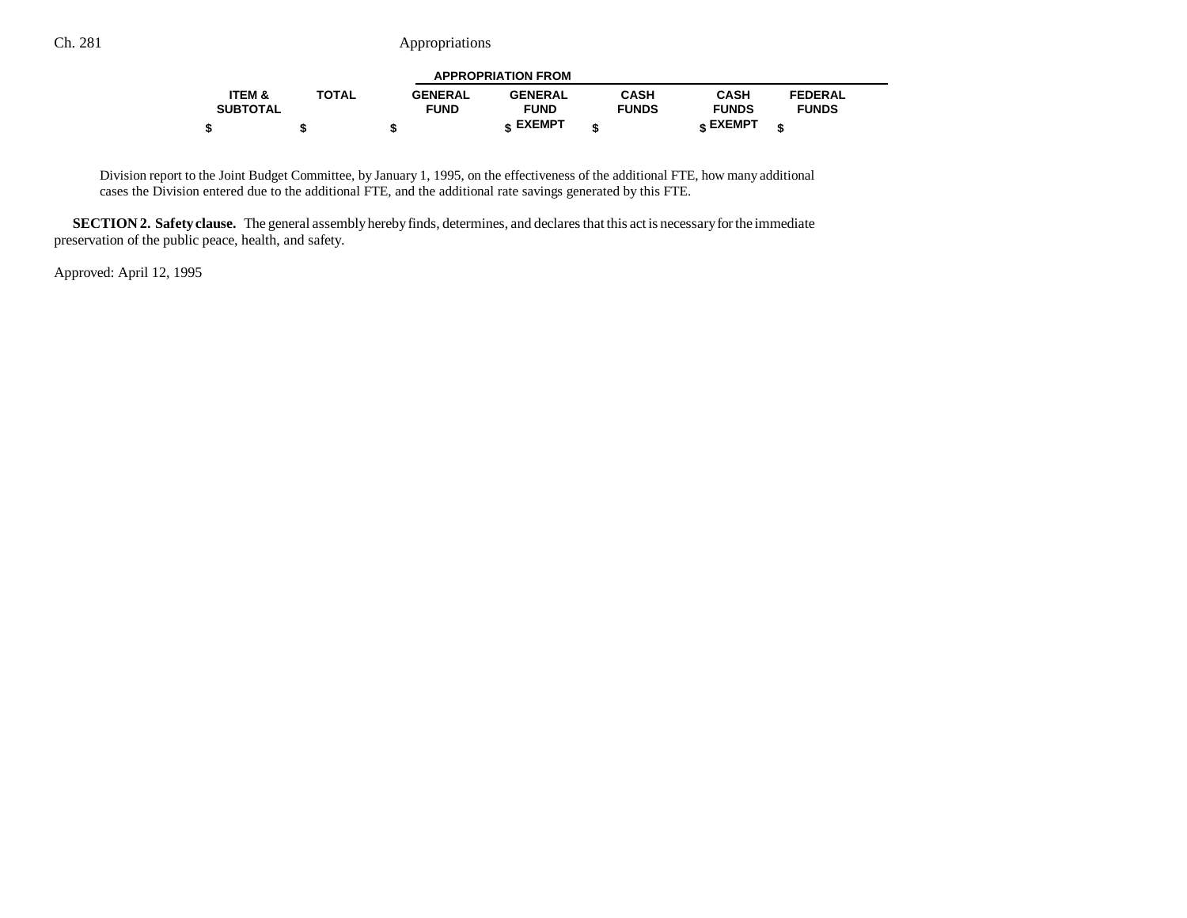| ITEM & SUBTOTAL | TOTAL | APPROPRIATION FROM GENERAL FUND | GENERAL FUND EXEMPT | CASH FUNDS | CASH FUNDS EXEMPT | FEDERAL FUNDS |
|---|---|---|---|---|---|---|
| $ | $ | $ | $ | $ | $ | $ |

Division report to the Joint Budget Committee, by January 1, 1995, on the effectiveness of the additional FTE, how many additional cases the Division entered due to the additional FTE, and the additional rate savings generated by this FTE.

**SECTION 2. Safety clause.** The general assembly hereby finds, determines, and declares that this act is necessary for the immediate preservation of the public peace, health, and safety.

Approved: April 12, 1995